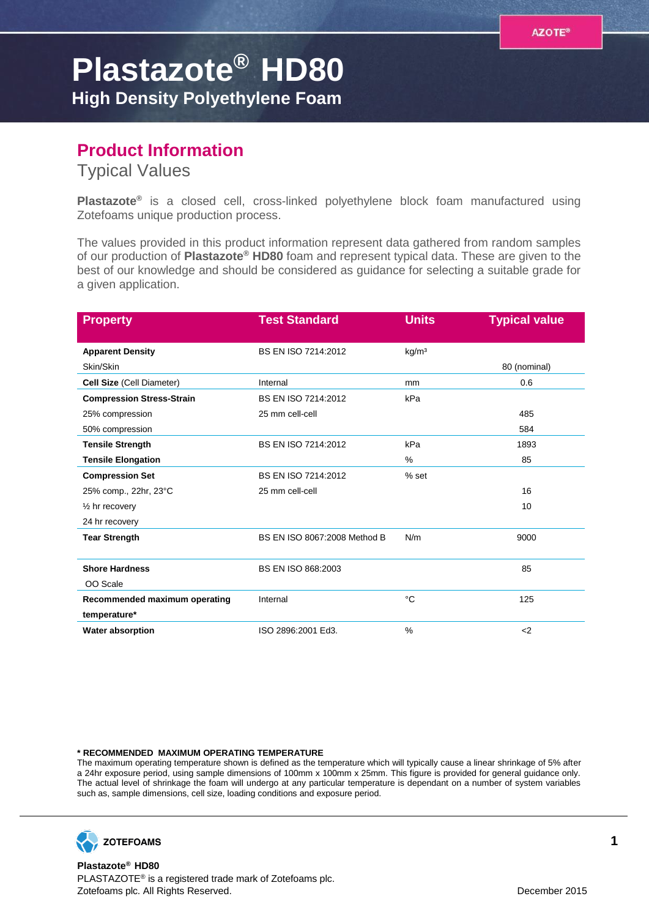# Plastazote® HD80

## High Density Polyethylene Foam

## Product Information

### Typical Values

**Plastazote®** is a closed cell, cross-linked polyethylene block foam manufactured using Zotefoams unique production process.

The values provided in this product information represent data gathered from random samples of our production of **Plastazote® HD80** foam and represent typical data. These are given to the best of our knowledge and should be considered as guidance for selecting a suitable grade for a given application.

| Property | Test Standard | Units | Typical value |
|---|---|---|---|
| **Apparent Density** | BS EN ISO 7214:2012 | kg/m³ | |
| Skin/Skin | | | 80 (nominal) |
| **Cell Size** (Cell Diameter) | Internal | mm | 0.6 |
| **Compression Stress-Strain** | BS EN ISO 7214:2012 | kPa | |
| 25% compression | 25 mm cell-cell | | 485 |
| 50% compression | | | 584 |
| **Tensile Strength** | BS EN ISO 7214:2012 | kPa | 1893 |
| **Tensile Elongation** | | % | 85 |
| **Compression Set** | BS EN ISO 7214:2012 | % set | |
| 25% comp., 22hr, 23°C | 25 mm cell-cell | | 16 |
| ½ hr recovery | | | 10 |
| 24 hr recovery | | | |
| **Tear Strength** | BS EN ISO 8067:2008 Method B | N/m | 9000 |
| **Shore Hardness** | BS EN ISO 868:2003 | | 85 |
| OO Scale | | | |
| **Recommended maximum operating temperature*** | Internal | °C | 125 |
| **Water absorption** | ISO 2896:2001 Ed3. | % | <2 |

**\* RECOMMENDED MAXIMUM OPERATING TEMPERATURE**
The maximum operating temperature shown is defined as the temperature which will typically cause a linear shrinkage of 5% after a 24hr exposure period, using sample dimensions of 100mm x 100mm x 25mm. This figure is provided for general guidance only. The actual level of shrinkage the foam will undergo at any particular temperature is dependant on a number of system variables such as, sample dimensions, cell size, loading conditions and exposure period.

**Plastazote® HD80**
PLASTAZOTE® is a registered trade mark of Zotefoams plc.
Zotefoams plc. All Rights Reserved.

December 2015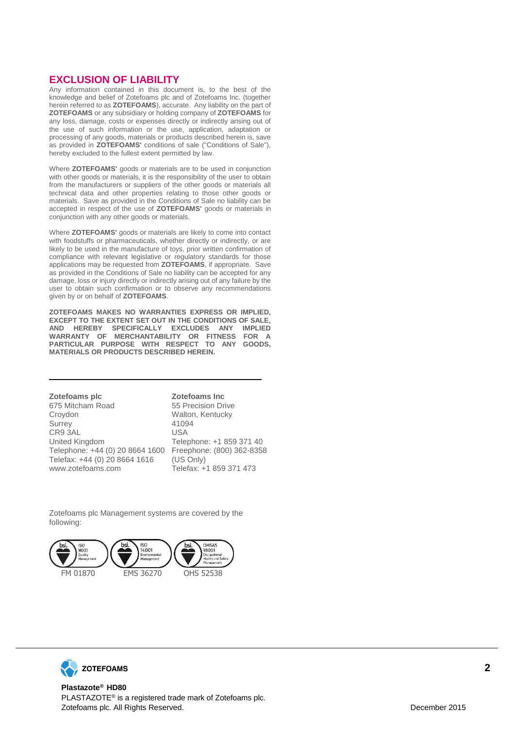## EXCLUSION OF LIABILITY

Any information contained in this document is, to the best of the knowledge and belief of Zotefoams plc and of Zotefoams Inc. (together herein referred to as **ZOTEFOAMS**), accurate. Any liability on the part of **ZOTEFOAMS** or any subsidiary or holding company of **ZOTEFOAMS** for any loss, damage, costs or expenses directly or indirectly arising out of the use of such information or the use, application, adaptation or processing of any goods, materials or products described herein is, save as provided in **ZOTEFOAMS'** conditions of sale ("Conditions of Sale"), hereby excluded to the fullest extent permitted by law.

Where **ZOTEFOAMS'** goods or materials are to be used in conjunction with other goods or materials, it is the responsibility of the user to obtain from the manufacturers or suppliers of the other goods or materials all technical data and other properties relating to those other goods or materials. Save as provided in the Conditions of Sale no liability can be accepted in respect of the use of **ZOTEFOAMS'** goods or materials in conjunction with any other goods or materials.

Where **ZOTEFOAMS'** goods or materials are likely to come into contact with foodstuffs or pharmaceuticals, whether directly or indirectly, or are likely to be used in the manufacture of toys, prior written confirmation of compliance with relevant legislative or regulatory standards for those applications may be requested from **ZOTEFOAMS**, if appropriate. Save as provided in the Conditions of Sale no liability can be accepted for any damage, loss or injury directly or indirectly arising out of any failure by the user to obtain such confirmation or to observe any recommendations given by or on behalf of **ZOTEFOAMS**.

**ZOTEFOAMS MAKES NO WARRANTIES EXPRESS OR IMPLIED, EXCEPT TO THE EXTENT SET OUT IN THE CONDITIONS OF SALE, AND HEREBY SPECIFICALLY EXCLUDES ANY IMPLIED WARRANTY OF MERCHANTABILITY OR FITNESS FOR A PARTICULAR PURPOSE WITH RESPECT TO ANY GOODS, MATERIALS OR PRODUCTS DESCRIBED HEREIN.**

---

**Zotefoams plc**
675 Mitcham Road
Croydon
Surrey
CR9 3AL
United Kingdom
Telephone: +44 (0) 20 8664 1600
Telefax: +44 (0) 20 8664 1616
www.zotefoams.com

**Zotefoams Inc**
55 Precision Drive
Walton, Kentucky
41094
USA
Telephone: +1 859 371 40
Freephone: (800) 362-8358 (US Only)
Telefax: +1 859 371 473

Zotefoams plc Management systems are covered by the following:

bsi. ISO 9001 Quality Management — FM 01870

bsi. ISO 14001 Environmental Management — EMS 36270

bsi. OHSAS 18001 Occupational Health and Safety Management — OHS 52538

ZOTEFOAMS

**Plastazote® HD80**
PLASTAZOTE® is a registered trade mark of Zotefoams plc.
Zotefoams plc. All Rights Reserved.

December 2015